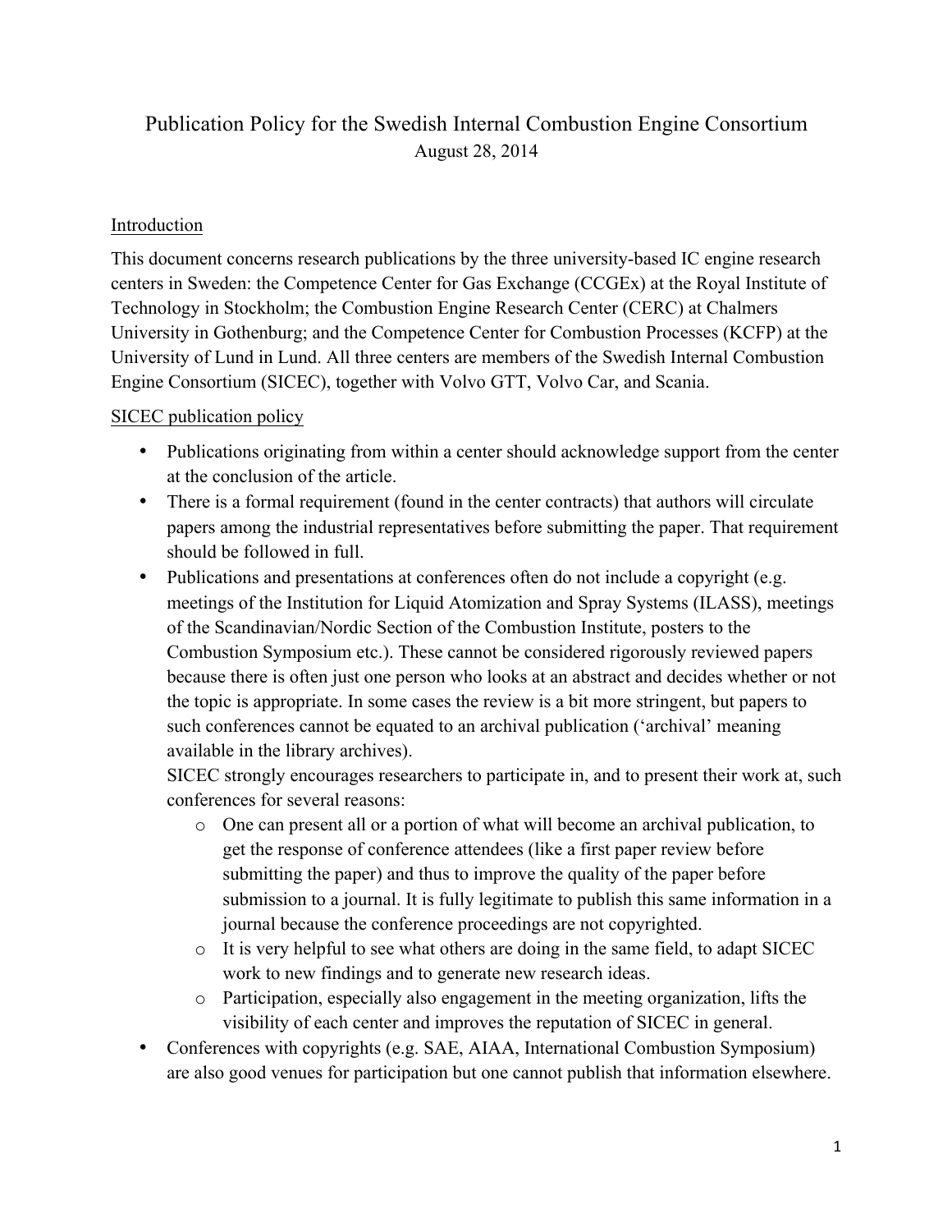# Publication Policy for the Swedish Internal Combustion Engine Consortium

August 28, 2014

## Introduction

This document concerns research publications by the three university-based IC engine research centers in Sweden: the Competence Center for Gas Exchange (CCGEx) at the Royal Institute of Technology in Stockholm; the Combustion Engine Research Center (CERC) at Chalmers University in Gothenburg; and the Competence Center for Combustion Processes (KCFP) at the University of Lund in Lund. All three centers are members of the Swedish Internal Combustion Engine Consortium (SICEC), together with Volvo GTT, Volvo Car, and Scania.

## SICEC publication policy

- Publications originating from within a center should acknowledge support from the center at the conclusion of the article.
- There is a formal requirement (found in the center contracts) that authors will circulate papers among the industrial representatives before submitting the paper. That requirement should be followed in full.
- Publications and presentations at conferences often do not include a copyright (e.g. meetings of the Institution for Liquid Atomization and Spray Systems (ILASS), meetings of the Scandinavian/Nordic Section of the Combustion Institute, posters to the Combustion Symposium etc.). These cannot be considered rigorously reviewed papers because there is often just one person who looks at an abstract and decides whether or not the topic is appropriate. In some cases the review is a bit more stringent, but papers to such conferences cannot be equated to an archival publication ('archival' meaning available in the library archives).

  SICEC strongly encourages researchers to participate in, and to present their work at, such conferences for several reasons:
  - One can present all or a portion of what will become an archival publication, to get the response of conference attendees (like a first paper review before submitting the paper) and thus to improve the quality of the paper before submission to a journal. It is fully legitimate to publish this same information in a journal because the conference proceedings are not copyrighted.
  - It is very helpful to see what others are doing in the same field, to adapt SICEC work to new findings and to generate new research ideas.
  - Participation, especially also engagement in the meeting organization, lifts the visibility of each center and improves the reputation of SICEC in general.
- Conferences with copyrights (e.g. SAE, AIAA, International Combustion Symposium) are also good venues for participation but one cannot publish that information elsewhere.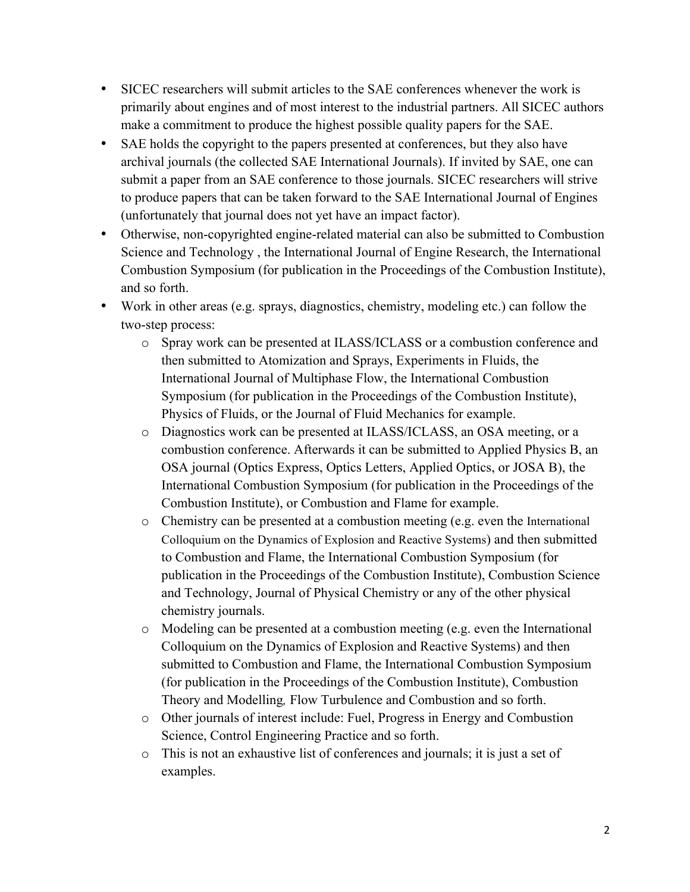- SICEC researchers will submit articles to the SAE conferences whenever the work is primarily about engines and of most interest to the industrial partners. All SICEC authors make a commitment to produce the highest possible quality papers for the SAE.
- SAE holds the copyright to the papers presented at conferences, but they also have archival journals (the collected SAE International Journals). If invited by SAE, one can submit a paper from an SAE conference to those journals. SICEC researchers will strive to produce papers that can be taken forward to the SAE International Journal of Engines (unfortunately that journal does not yet have an impact factor).
- Otherwise, non-copyrighted engine-related material can also be submitted to Combustion Science and Technology , the International Journal of Engine Research, the International Combustion Symposium (for publication in the Proceedings of the Combustion Institute), and so forth.
- Work in other areas (e.g. sprays, diagnostics, chemistry, modeling etc.) can follow the two-step process:
    - Spray work can be presented at ILASS/ICLASS or a combustion conference and then submitted to Atomization and Sprays, Experiments in Fluids, the International Journal of Multiphase Flow, the International Combustion Symposium (for publication in the Proceedings of the Combustion Institute), Physics of Fluids, or the Journal of Fluid Mechanics for example.
    - Diagnostics work can be presented at ILASS/ICLASS, an OSA meeting, or a combustion conference. Afterwards it can be submitted to Applied Physics B, an OSA journal (Optics Express, Optics Letters, Applied Optics, or JOSA B), the International Combustion Symposium (for publication in the Proceedings of the Combustion Institute), or Combustion and Flame for example.
    - Chemistry can be presented at a combustion meeting (e.g. even the International Colloquium on the Dynamics of Explosion and Reactive Systems) and then submitted to Combustion and Flame, the International Combustion Symposium (for publication in the Proceedings of the Combustion Institute), Combustion Science and Technology, Journal of Physical Chemistry or any of the other physical chemistry journals.
    - Modeling can be presented at a combustion meeting (e.g. even the International Colloquium on the Dynamics of Explosion and Reactive Systems) and then submitted to Combustion and Flame, the International Combustion Symposium (for publication in the Proceedings of the Combustion Institute), Combustion Theory and Modelling*,* Flow Turbulence and Combustion and so forth.
    - Other journals of interest include: Fuel, Progress in Energy and Combustion Science, Control Engineering Practice and so forth.
    - This is not an exhaustive list of conferences and journals; it is just a set of examples.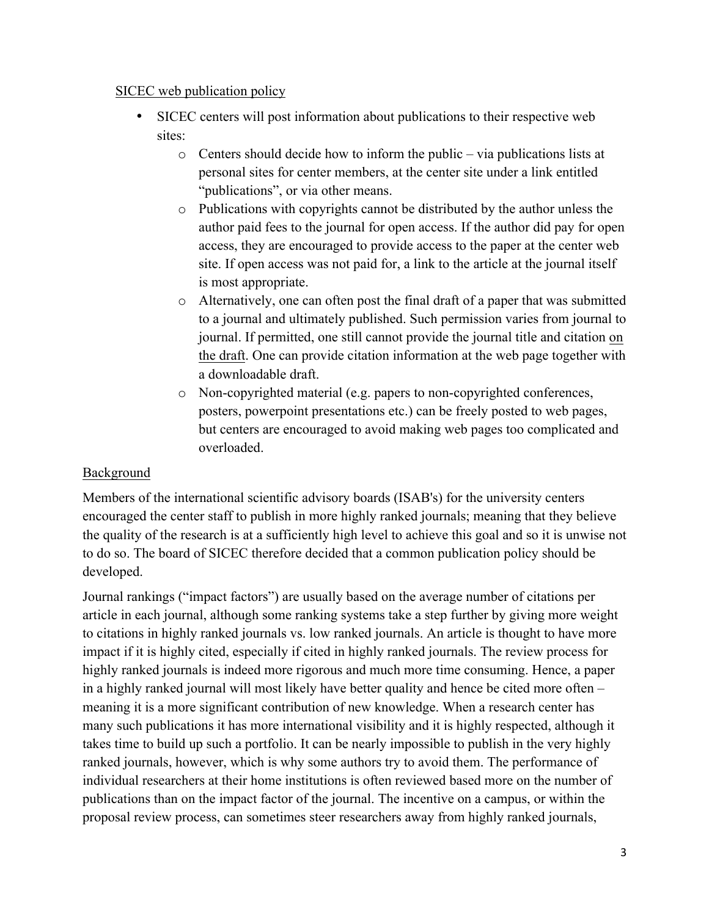SICEC web publication policy

- SICEC centers will post information about publications to their respective web sites:
  - Centers should decide how to inform the public – via publications lists at personal sites for center members, at the center site under a link entitled "publications", or via other means.
  - Publications with copyrights cannot be distributed by the author unless the author paid fees to the journal for open access. If the author did pay for open access, they are encouraged to provide access to the paper at the center web site. If open access was not paid for, a link to the article at the journal itself is most appropriate.
  - Alternatively, one can often post the final draft of a paper that was submitted to a journal and ultimately published. Such permission varies from journal to journal. If permitted, one still cannot provide the journal title and citation on the draft. One can provide citation information at the web page together with a downloadable draft.
  - Non-copyrighted material (e.g. papers to non-copyrighted conferences, posters, powerpoint presentations etc.) can be freely posted to web pages, but centers are encouraged to avoid making web pages too complicated and overloaded.

Background

Members of the international scientific advisory boards (ISAB's) for the university centers encouraged the center staff to publish in more highly ranked journals; meaning that they believe the quality of the research is at a sufficiently high level to achieve this goal and so it is unwise not to do so. The board of SICEC therefore decided that a common publication policy should be developed.

Journal rankings ("impact factors") are usually based on the average number of citations per article in each journal, although some ranking systems take a step further by giving more weight to citations in highly ranked journals vs. low ranked journals. An article is thought to have more impact if it is highly cited, especially if cited in highly ranked journals. The review process for highly ranked journals is indeed more rigorous and much more time consuming. Hence, a paper in a highly ranked journal will most likely have better quality and hence be cited more often – meaning it is a more significant contribution of new knowledge. When a research center has many such publications it has more international visibility and it is highly respected, although it takes time to build up such a portfolio. It can be nearly impossible to publish in the very highly ranked journals, however, which is why some authors try to avoid them. The performance of individual researchers at their home institutions is often reviewed based more on the number of publications than on the impact factor of the journal. The incentive on a campus, or within the proposal review process, can sometimes steer researchers away from highly ranked journals,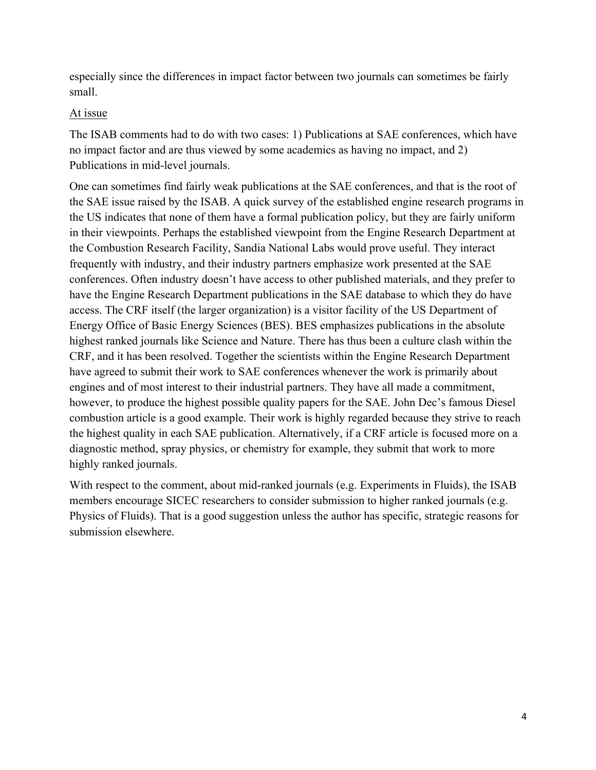especially since the differences in impact factor between two journals can sometimes be fairly small.

At issue

The ISAB comments had to do with two cases: 1) Publications at SAE conferences, which have no impact factor and are thus viewed by some academics as having no impact, and 2) Publications in mid-level journals.

One can sometimes find fairly weak publications at the SAE conferences, and that is the root of the SAE issue raised by the ISAB. A quick survey of the established engine research programs in the US indicates that none of them have a formal publication policy, but they are fairly uniform in their viewpoints. Perhaps the established viewpoint from the Engine Research Department at the Combustion Research Facility, Sandia National Labs would prove useful. They interact frequently with industry, and their industry partners emphasize work presented at the SAE conferences. Often industry doesn't have access to other published materials, and they prefer to have the Engine Research Department publications in the SAE database to which they do have access. The CRF itself (the larger organization) is a visitor facility of the US Department of Energy Office of Basic Energy Sciences (BES). BES emphasizes publications in the absolute highest ranked journals like Science and Nature. There has thus been a culture clash within the CRF, and it has been resolved. Together the scientists within the Engine Research Department have agreed to submit their work to SAE conferences whenever the work is primarily about engines and of most interest to their industrial partners. They have all made a commitment, however, to produce the highest possible quality papers for the SAE. John Dec's famous Diesel combustion article is a good example. Their work is highly regarded because they strive to reach the highest quality in each SAE publication. Alternatively, if a CRF article is focused more on a diagnostic method, spray physics, or chemistry for example, they submit that work to more highly ranked journals.

With respect to the comment, about mid-ranked journals (e.g. Experiments in Fluids), the ISAB members encourage SICEC researchers to consider submission to higher ranked journals (e.g. Physics of Fluids). That is a good suggestion unless the author has specific, strategic reasons for submission elsewhere.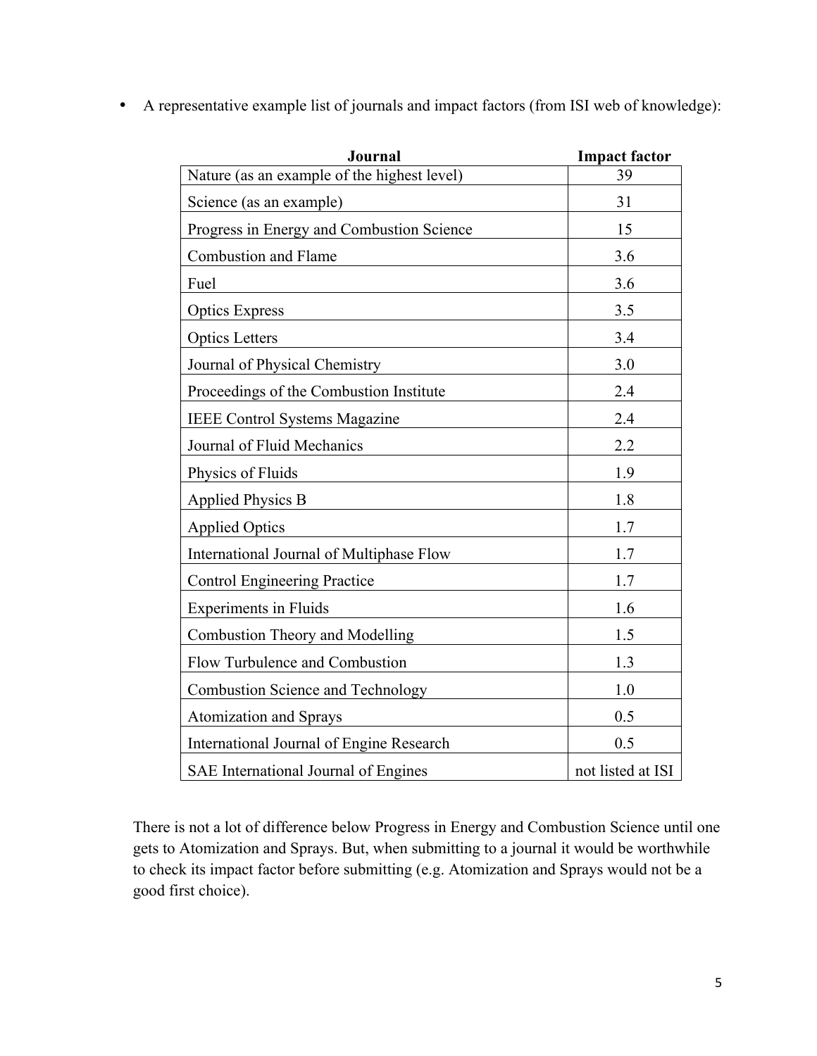- A representative example list of journals and impact factors (from ISI web of knowledge):

| Journal | Impact factor |
|---|---|
| Nature (as an example of the highest level) | 39 |
| Science (as an example) | 31 |
| Progress in Energy and Combustion Science | 15 |
| Combustion and Flame | 3.6 |
| Fuel | 3.6 |
| Optics Express | 3.5 |
| Optics Letters | 3.4 |
| Journal of Physical Chemistry | 3.0 |
| Proceedings of the Combustion Institute | 2.4 |
| IEEE Control Systems Magazine | 2.4 |
| Journal of Fluid Mechanics | 2.2 |
| Physics of Fluids | 1.9 |
| Applied Physics B | 1.8 |
| Applied Optics | 1.7 |
| International Journal of Multiphase Flow | 1.7 |
| Control Engineering Practice | 1.7 |
| Experiments in Fluids | 1.6 |
| Combustion Theory and Modelling | 1.5 |
| Flow Turbulence and Combustion | 1.3 |
| Combustion Science and Technology | 1.0 |
| Atomization and Sprays | 0.5 |
| International Journal of Engine Research | 0.5 |
| SAE International Journal of Engines | not listed at ISI |

There is not a lot of difference below Progress in Energy and Combustion Science until one gets to Atomization and Sprays. But, when submitting to a journal it would be worthwhile to check its impact factor before submitting (e.g. Atomization and Sprays would not be a good first choice).